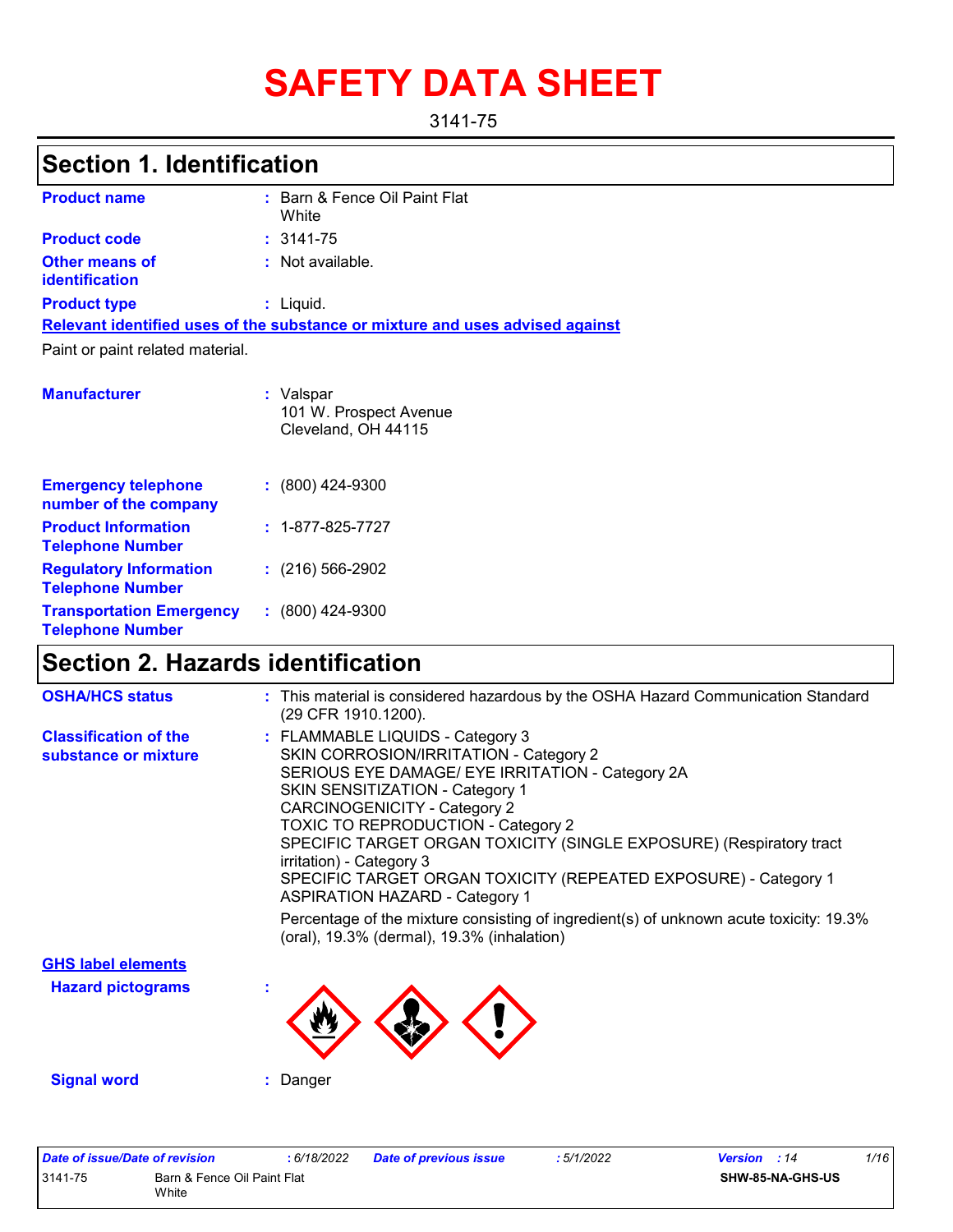# SAFETY DATA SHEET

3141-75

## Section 1. Identification

| | |
|---|---|
| **Product name** | : Barn & Fence Oil Paint Flat White |
| **Product code** | : 3141-75 |
| **Other means of identification** | : Not available. |
| **Product type** | : Liquid. |

**Relevant identified uses of the substance or mixture and uses advised against**

Paint or paint related material.

| | |
|---|---|
| **Manufacturer** | : Valspar<br>101 W. Prospect Avenue<br>Cleveland, OH 44115 |
| **Emergency telephone number of the company** | : (800) 424-9300 |
| **Product Information Telephone Number** | : 1-877-825-7727 |
| **Regulatory Information Telephone Number** | : (216) 566-2902 |
| **Transportation Emergency Telephone Number** | : (800) 424-9300 |

## Section 2. Hazards identification

**OSHA/HCS status** : This material is considered hazardous by the OSHA Hazard Communication Standard (29 CFR 1910.1200).

**Classification of the substance or mixture** :
FLAMMABLE LIQUIDS - Category 3
SKIN CORROSION/IRRITATION - Category 2
SERIOUS EYE DAMAGE/ EYE IRRITATION - Category 2A
SKIN SENSITIZATION - Category 1
CARCINOGENICITY - Category 2
TOXIC TO REPRODUCTION - Category 2
SPECIFIC TARGET ORGAN TOXICITY (SINGLE EXPOSURE) (Respiratory tract irritation) - Category 3
SPECIFIC TARGET ORGAN TOXICITY (REPEATED EXPOSURE) - Category 1
ASPIRATION HAZARD - Category 1

Percentage of the mixture consisting of ingredient(s) of unknown acute toxicity: 19.3% (oral), 19.3% (dermal), 19.3% (inhalation)

**GHS label elements**

**Hazard pictograms** :

**Signal word** : Danger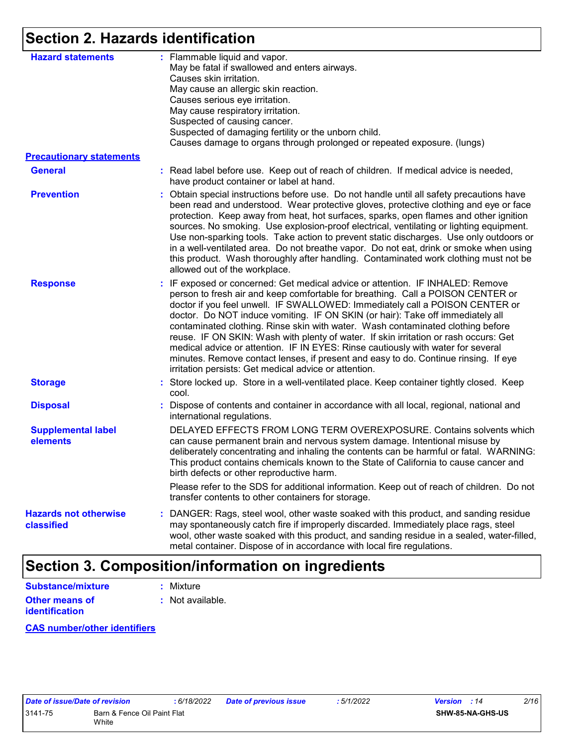## Section 2. Hazards identification

**Hazard statements** : Flammable liquid and vapor.
May be fatal if swallowed and enters airways.
Causes skin irritation.
May cause an allergic skin reaction.
Causes serious eye irritation.
May cause respiratory irritation.
Suspected of causing cancer.
Suspected of damaging fertility or the unborn child.
Causes damage to organs through prolonged or repeated exposure. (lungs)

**Precautionary statements**

**General** : Read label before use. Keep out of reach of children. If medical advice is needed, have product container or label at hand.

**Prevention** : Obtain special instructions before use. Do not handle until all safety precautions have been read and understood. Wear protective gloves, protective clothing and eye or face protection. Keep away from heat, hot surfaces, sparks, open flames and other ignition sources. No smoking. Use explosion-proof electrical, ventilating or lighting equipment. Use non-sparking tools. Take action to prevent static discharges. Use only outdoors or in a well-ventilated area. Do not breathe vapor. Do not eat, drink or smoke when using this product. Wash thoroughly after handling. Contaminated work clothing must not be allowed out of the workplace.

**Response** : IF exposed or concerned: Get medical advice or attention. IF INHALED: Remove person to fresh air and keep comfortable for breathing. Call a POISON CENTER or doctor if you feel unwell. IF SWALLOWED: Immediately call a POISON CENTER or doctor. Do NOT induce vomiting. IF ON SKIN (or hair): Take off immediately all contaminated clothing. Rinse skin with water. Wash contaminated clothing before reuse. IF ON SKIN: Wash with plenty of water. If skin irritation or rash occurs: Get medical advice or attention. IF IN EYES: Rinse cautiously with water for several minutes. Remove contact lenses, if present and easy to do. Continue rinsing. If eye irritation persists: Get medical advice or attention.

**Storage** : Store locked up. Store in a well-ventilated place. Keep container tightly closed. Keep cool.

**Disposal** : Dispose of contents and container in accordance with all local, regional, national and international regulations.

**Supplemental label elements**

DELAYED EFFECTS FROM LONG TERM OVEREXPOSURE. Contains solvents which can cause permanent brain and nervous system damage. Intentional misuse by deliberately concentrating and inhaling the contents can be harmful or fatal. WARNING: This product contains chemicals known to the State of California to cause cancer and birth defects or other reproductive harm.

Please refer to the SDS for additional information. Keep out of reach of children. Do not transfer contents to other containers for storage.

**Hazards not otherwise classified** : DANGER: Rags, steel wool, other waste soaked with this product, and sanding residue may spontaneously catch fire if improperly discarded. Immediately place rags, steel wool, other waste soaked with this product, and sanding residue in a sealed, water-filled, metal container. Dispose of in accordance with local fire regulations.

## Section 3. Composition/information on ingredients

**Substance/mixture** : Mixture

**Other means of identification** : Not available.

**CAS number/other identifiers**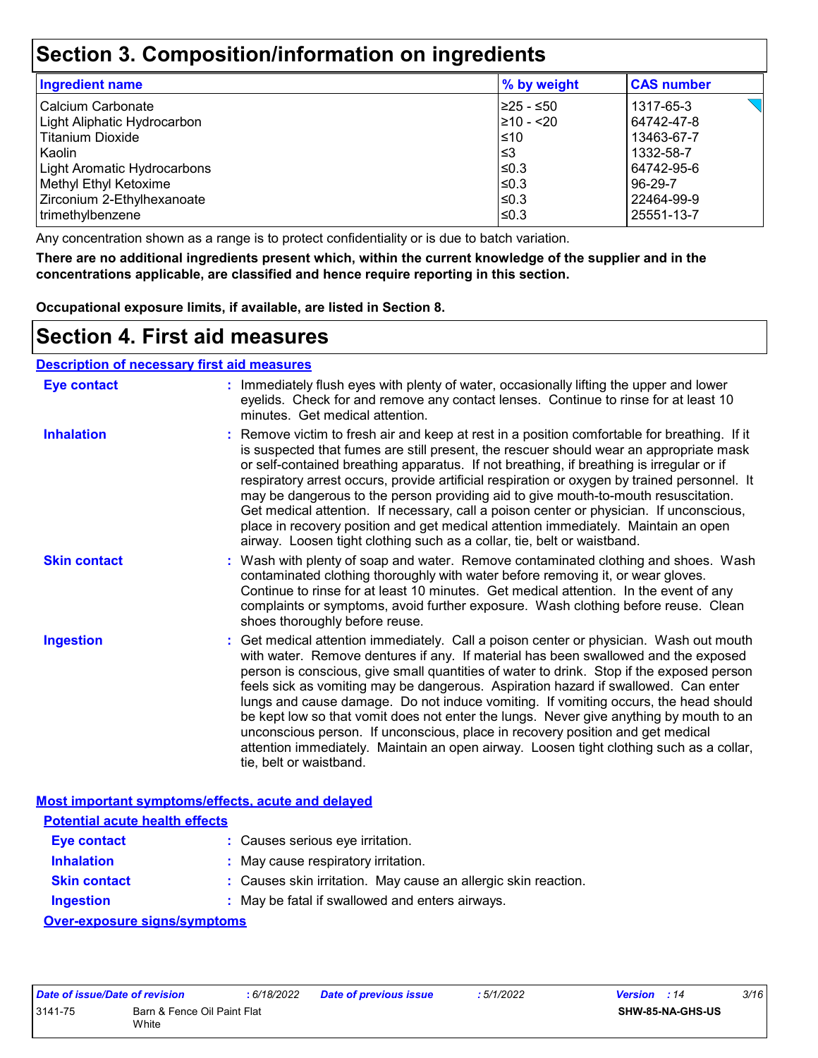# Section 3. Composition/information on ingredients

| Ingredient name | % by weight | CAS number |
| --- | --- | --- |
| Calcium Carbonate | ≥25 - ≤50 | 1317-65-3 |
| Light Aliphatic Hydrocarbon | ≥10 - <20 | 64742-47-8 |
| Titanium Dioxide | ≤10 | 13463-67-7 |
| Kaolin | ≤3 | 1332-58-7 |
| Light Aromatic Hydrocarbons | ≤0.3 | 64742-95-6 |
| Methyl Ethyl Ketoxime | ≤0.3 | 96-29-7 |
| Zirconium 2-Ethylhexanoate | ≤0.3 | 22464-99-9 |
| trimethylbenzene | ≤0.3 | 25551-13-7 |

Any concentration shown as a range is to protect confidentiality or is due to batch variation.

**There are no additional ingredients present which, within the current knowledge of the supplier and in the concentrations applicable, are classified and hence require reporting in this section.**

**Occupational exposure limits, if available, are listed in Section 8.**

# Section 4. First aid measures

## Description of necessary first aid measures

**Eye contact** : Immediately flush eyes with plenty of water, occasionally lifting the upper and lower eyelids. Check for and remove any contact lenses. Continue to rinse for at least 10 minutes. Get medical attention.

**Inhalation** : Remove victim to fresh air and keep at rest in a position comfortable for breathing. If it is suspected that fumes are still present, the rescuer should wear an appropriate mask or self-contained breathing apparatus. If not breathing, if breathing is irregular or if respiratory arrest occurs, provide artificial respiration or oxygen by trained personnel. It may be dangerous to the person providing aid to give mouth-to-mouth resuscitation. Get medical attention. If necessary, call a poison center or physician. If unconscious, place in recovery position and get medical attention immediately. Maintain an open airway. Loosen tight clothing such as a collar, tie, belt or waistband.

**Skin contact** : Wash with plenty of soap and water. Remove contaminated clothing and shoes. Wash contaminated clothing thoroughly with water before removing it, or wear gloves. Continue to rinse for at least 10 minutes. Get medical attention. In the event of any complaints or symptoms, avoid further exposure. Wash clothing before reuse. Clean shoes thoroughly before reuse.

**Ingestion** : Get medical attention immediately. Call a poison center or physician. Wash out mouth with water. Remove dentures if any. If material has been swallowed and the exposed person is conscious, give small quantities of water to drink. Stop if the exposed person feels sick as vomiting may be dangerous. Aspiration hazard if swallowed. Can enter lungs and cause damage. Do not induce vomiting. If vomiting occurs, the head should be kept low so that vomit does not enter the lungs. Never give anything by mouth to an unconscious person. If unconscious, place in recovery position and get medical attention immediately. Maintain an open airway. Loosen tight clothing such as a collar, tie, belt or waistband.

## Most important symptoms/effects, acute and delayed

### Potential acute health effects

**Eye contact** : Causes serious eye irritation.

**Inhalation** : May cause respiratory irritation.

**Skin contact** : Causes skin irritation. May cause an allergic skin reaction.

**Ingestion** : May be fatal if swallowed and enters airways.

### Over-exposure signs/symptoms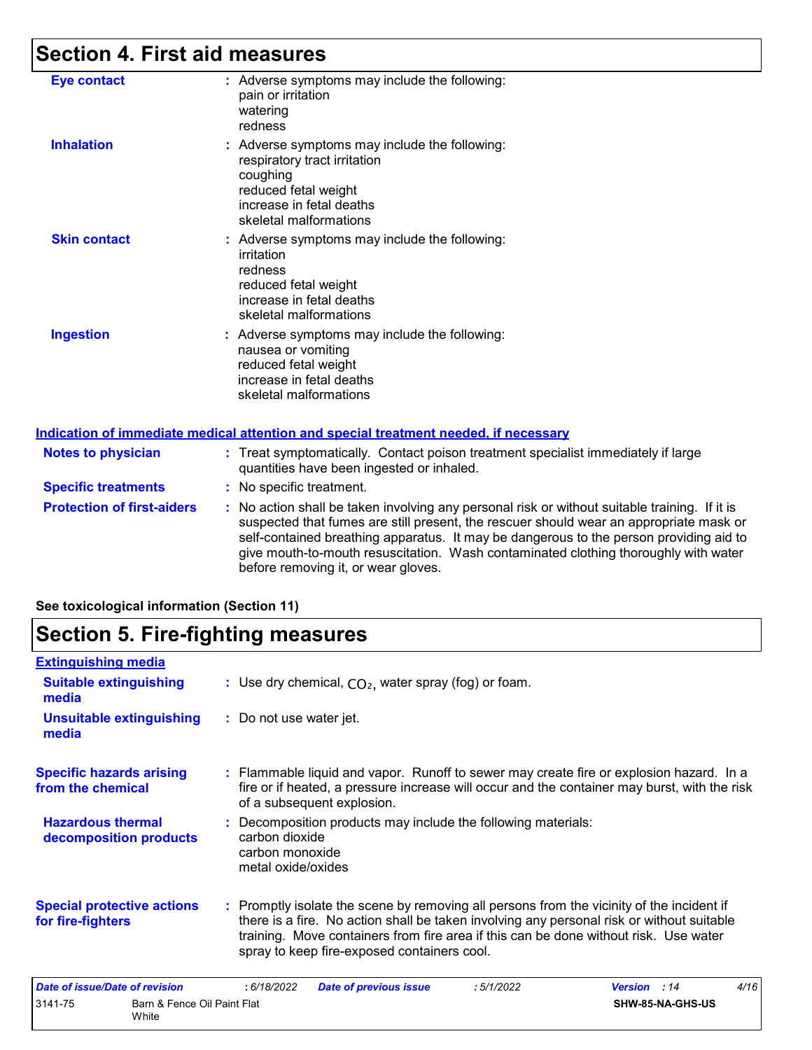# Section 4. First aid measures

**Eye contact** : Adverse symptoms may include the following:
pain or irritation
watering
redness

**Inhalation** : Adverse symptoms may include the following:
respiratory tract irritation
coughing
reduced fetal weight
increase in fetal deaths
skeletal malformations

**Skin contact** : Adverse symptoms may include the following:
irritation
redness
reduced fetal weight
increase in fetal deaths
skeletal malformations

**Ingestion** : Adverse symptoms may include the following:
nausea or vomiting
reduced fetal weight
increase in fetal deaths
skeletal malformations

## Indication of immediate medical attention and special treatment needed, if necessary

**Notes to physician** : Treat symptomatically. Contact poison treatment specialist immediately if large quantities have been ingested or inhaled.

**Specific treatments** : No specific treatment.

**Protection of first-aiders** : No action shall be taken involving any personal risk or without suitable training. If it is suspected that fumes are still present, the rescuer should wear an appropriate mask or self-contained breathing apparatus. It may be dangerous to the person providing aid to give mouth-to-mouth resuscitation. Wash contaminated clothing thoroughly with water before removing it, or wear gloves.

**See toxicological information (Section 11)**

# Section 5. Fire-fighting measures

## Extinguishing media

**Suitable extinguishing media** : Use dry chemical, $CO_2$, water spray (fog) or foam.

**Unsuitable extinguishing media** : Do not use water jet.

**Specific hazards arising from the chemical** : Flammable liquid and vapor. Runoff to sewer may create fire or explosion hazard. In a fire or if heated, a pressure increase will occur and the container may burst, with the risk of a subsequent explosion.

**Hazardous thermal decomposition products** : Decomposition products may include the following materials:
carbon dioxide
carbon monoxide
metal oxide/oxides

**Special protective actions for fire-fighters** : Promptly isolate the scene by removing all persons from the vicinity of the incident if there is a fire. No action shall be taken involving any personal risk or without suitable training. Move containers from fire area if this can be done without risk. Use water spray to keep fire-exposed containers cool.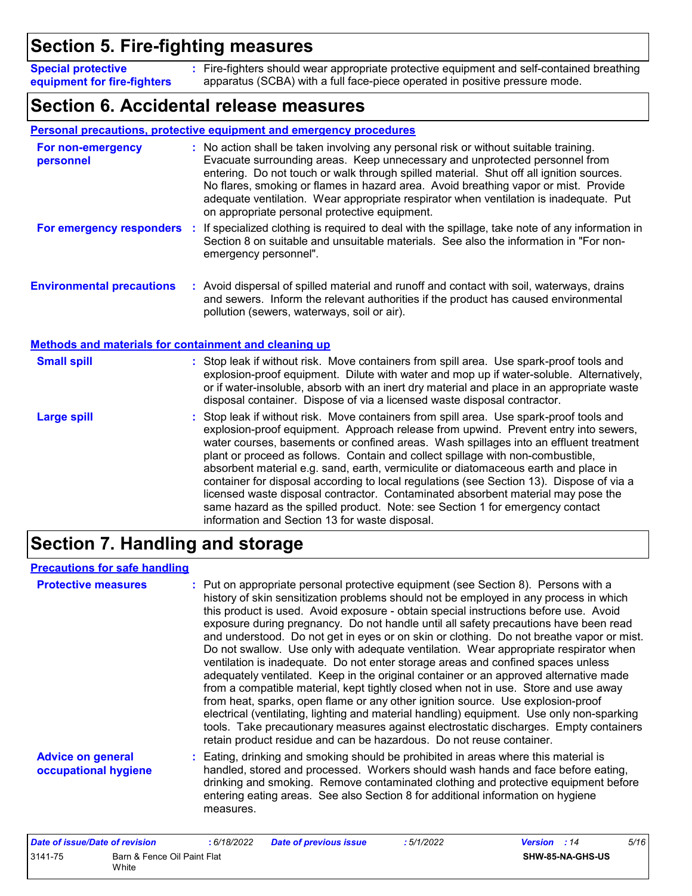## Section 5. Fire-fighting measures

| | |
|---|---|
| **Special protective equipment for fire-fighters** | : Fire-fighters should wear appropriate protective equipment and self-contained breathing apparatus (SCBA) with a full face-piece operated in positive pressure mode. |

## Section 6. Accidental release measures

### Personal precautions, protective equipment and emergency procedures

| | |
|---|---|
| **For non-emergency personnel** | : No action shall be taken involving any personal risk or without suitable training. Evacuate surrounding areas. Keep unnecessary and unprotected personnel from entering. Do not touch or walk through spilled material. Shut off all ignition sources. No flares, smoking or flames in hazard area. Avoid breathing vapor or mist. Provide adequate ventilation. Wear appropriate respirator when ventilation is inadequate. Put on appropriate personal protective equipment. |
| **For emergency responders** | : If specialized clothing is required to deal with the spillage, take note of any information in Section 8 on suitable and unsuitable materials. See also the information in "For non-emergency personnel". |
| **Environmental precautions** | : Avoid dispersal of spilled material and runoff and contact with soil, waterways, drains and sewers. Inform the relevant authorities if the product has caused environmental pollution (sewers, waterways, soil or air). |

### Methods and materials for containment and cleaning up

| | |
|---|---|
| **Small spill** | : Stop leak if without risk. Move containers from spill area. Use spark-proof tools and explosion-proof equipment. Dilute with water and mop up if water-soluble. Alternatively, or if water-insoluble, absorb with an inert dry material and place in an appropriate waste disposal container. Dispose of via a licensed waste disposal contractor. |
| **Large spill** | : Stop leak if without risk. Move containers from spill area. Use spark-proof tools and explosion-proof equipment. Approach release from upwind. Prevent entry into sewers, water courses, basements or confined areas. Wash spillages into an effluent treatment plant or proceed as follows. Contain and collect spillage with non-combustible, absorbent material e.g. sand, earth, vermiculite or diatomaceous earth and place in container for disposal according to local regulations (see Section 13). Dispose of via a licensed waste disposal contractor. Contaminated absorbent material may pose the same hazard as the spilled product. Note: see Section 1 for emergency contact information and Section 13 for waste disposal. |

## Section 7. Handling and storage

### Precautions for safe handling

| | |
|---|---|
| **Protective measures** | : Put on appropriate personal protective equipment (see Section 8). Persons with a history of skin sensitization problems should not be employed in any process in which this product is used. Avoid exposure - obtain special instructions before use. Avoid exposure during pregnancy. Do not handle until all safety precautions have been read and understood. Do not get in eyes or on skin or clothing. Do not breathe vapor or mist. Do not swallow. Use only with adequate ventilation. Wear appropriate respirator when ventilation is inadequate. Do not enter storage areas and confined spaces unless adequately ventilated. Keep in the original container or an approved alternative made from a compatible material, kept tightly closed when not in use. Store and use away from heat, sparks, open flame or any other ignition source. Use explosion-proof electrical (ventilating, lighting and material handling) equipment. Use only non-sparking tools. Take precautionary measures against electrostatic discharges. Empty containers retain product residue and can be hazardous. Do not reuse container. |
| **Advice on general occupational hygiene** | : Eating, drinking and smoking should be prohibited in areas where this material is handled, stored and processed. Workers should wash hands and face before eating, drinking and smoking. Remove contaminated clothing and protective equipment before entering eating areas. See also Section 8 for additional information on hygiene measures. |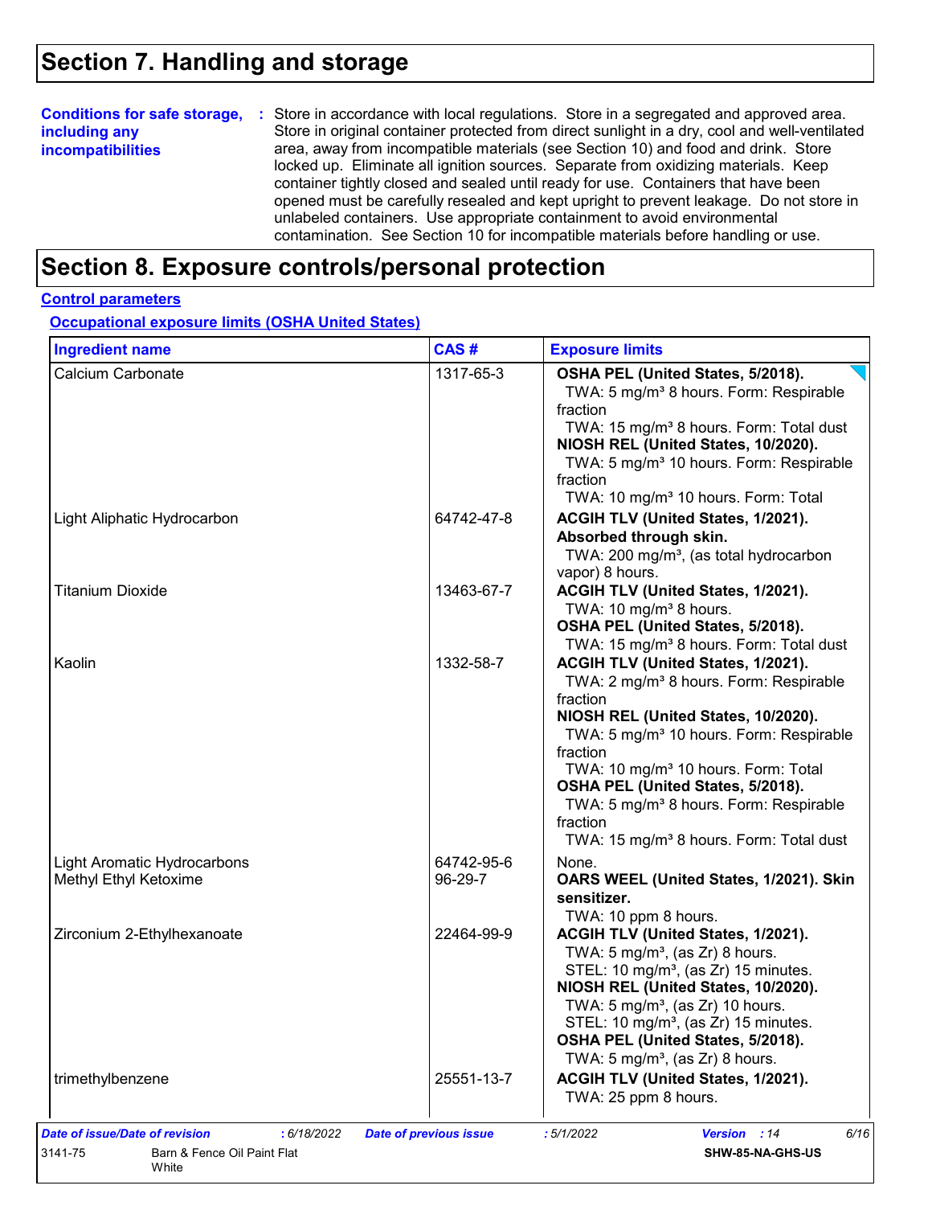# Section 7. Handling and storage

**Conditions for safe storage, including any incompatibilities** : Store in accordance with local regulations. Store in a segregated and approved area. Store in original container protected from direct sunlight in a dry, cool and well-ventilated area, away from incompatible materials (see Section 10) and food and drink. Store locked up. Eliminate all ignition sources. Separate from oxidizing materials. Keep container tightly closed and sealed until ready for use. Containers that have been opened must be carefully resealed and kept upright to prevent leakage. Do not store in unlabeled containers. Use appropriate containment to avoid environmental contamination. See Section 10 for incompatible materials before handling or use.

# Section 8. Exposure controls/personal protection

**Control parameters**

**Occupational exposure limits (OSHA United States)**

| Ingredient name | CAS # | Exposure limits |
|---|---|---|
| Calcium Carbonate | 1317-65-3 | **OSHA PEL (United States, 5/2018).**<br>TWA: 5 mg/m³ 8 hours. Form: Respirable fraction<br>TWA: 15 mg/m³ 8 hours. Form: Total dust<br>**NIOSH REL (United States, 10/2020).**<br>TWA: 5 mg/m³ 10 hours. Form: Respirable fraction<br>TWA: 10 mg/m³ 10 hours. Form: Total |
| Light Aliphatic Hydrocarbon | 64742-47-8 | **ACGIH TLV (United States, 1/2021).**<br>**Absorbed through skin.**<br>TWA: 200 mg/m³, (as total hydrocarbon vapor) 8 hours. |
| Titanium Dioxide | 13463-67-7 | **ACGIH TLV (United States, 1/2021).**<br>TWA: 10 mg/m³ 8 hours.<br>**OSHA PEL (United States, 5/2018).**<br>TWA: 15 mg/m³ 8 hours. Form: Total dust |
| Kaolin | 1332-58-7 | **ACGIH TLV (United States, 1/2021).**<br>TWA: 2 mg/m³ 8 hours. Form: Respirable fraction<br>**NIOSH REL (United States, 10/2020).**<br>TWA: 5 mg/m³ 10 hours. Form: Respirable fraction<br>TWA: 10 mg/m³ 10 hours. Form: Total<br>**OSHA PEL (United States, 5/2018).**<br>TWA: 5 mg/m³ 8 hours. Form: Respirable fraction<br>TWA: 15 mg/m³ 8 hours. Form: Total dust |
| Light Aromatic Hydrocarbons | 64742-95-6 | None. |
| Methyl Ethyl Ketoxime | 96-29-7 | **OARS WEEL (United States, 1/2021). Skin sensitizer.**<br>TWA: 10 ppm 8 hours. |
| Zirconium 2-Ethylhexanoate | 22464-99-9 | **ACGIH TLV (United States, 1/2021).**<br>TWA: 5 mg/m³, (as Zr) 8 hours.<br>STEL: 10 mg/m³, (as Zr) 15 minutes.<br>**NIOSH REL (United States, 10/2020).**<br>TWA: 5 mg/m³, (as Zr) 10 hours.<br>STEL: 10 mg/m³, (as Zr) 15 minutes.<br>**OSHA PEL (United States, 5/2018).**<br>TWA: 5 mg/m³, (as Zr) 8 hours. |
| trimethylbenzene | 25551-13-7 | **ACGIH TLV (United States, 1/2021).**<br>TWA: 25 ppm 8 hours. |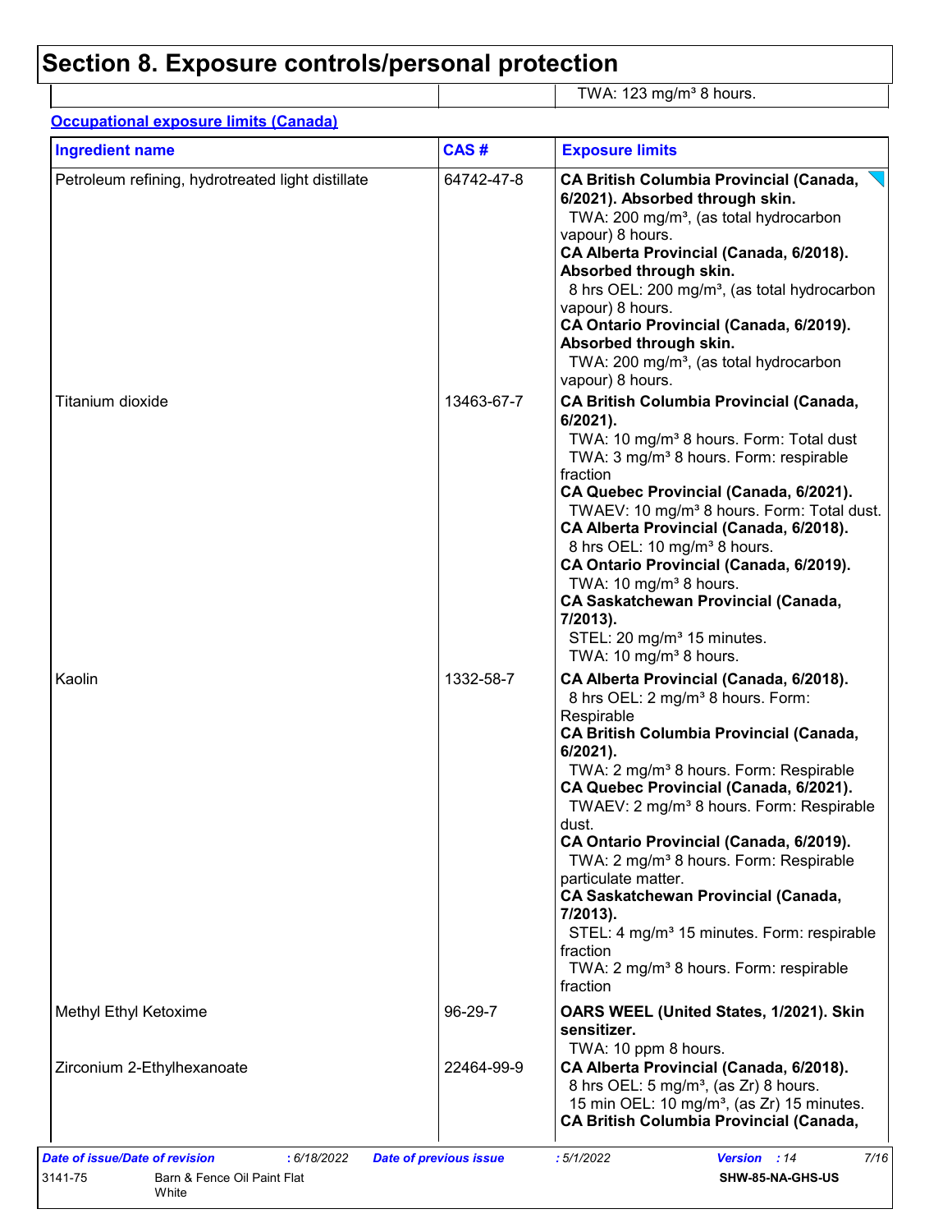# Section 8. Exposure controls/personal protection

| | | |
|---|---|---|
| | | TWA: 123 mg/m³ 8 hours. |

**Occupational exposure limits (Canada)**

| Ingredient name | CAS # | Exposure limits |
|---|---|---|
| Petroleum refining, hydrotreated light distillate | 64742-47-8 | **CA British Columbia Provincial (Canada, 6/2021). Absorbed through skin.**<br>TWA: 200 mg/m³, (as total hydrocarbon vapour) 8 hours.<br>**CA Alberta Provincial (Canada, 6/2018). Absorbed through skin.**<br>8 hrs OEL: 200 mg/m³, (as total hydrocarbon vapour) 8 hours.<br>**CA Ontario Provincial (Canada, 6/2019). Absorbed through skin.**<br>TWA: 200 mg/m³, (as total hydrocarbon vapour) 8 hours. |
| Titanium dioxide | 13463-67-7 | **CA British Columbia Provincial (Canada, 6/2021).**<br>TWA: 10 mg/m³ 8 hours. Form: Total dust<br>TWA: 3 mg/m³ 8 hours. Form: respirable fraction<br>**CA Quebec Provincial (Canada, 6/2021).**<br>TWAEV: 10 mg/m³ 8 hours. Form: Total dust.<br>**CA Alberta Provincial (Canada, 6/2018).**<br>8 hrs OEL: 10 mg/m³ 8 hours.<br>**CA Ontario Provincial (Canada, 6/2019).**<br>TWA: 10 mg/m³ 8 hours.<br>**CA Saskatchewan Provincial (Canada, 7/2013).**<br>STEL: 20 mg/m³ 15 minutes.<br>TWA: 10 mg/m³ 8 hours. |
| Kaolin | 1332-58-7 | **CA Alberta Provincial (Canada, 6/2018).**<br>8 hrs OEL: 2 mg/m³ 8 hours. Form: Respirable<br>**CA British Columbia Provincial (Canada, 6/2021).**<br>TWA: 2 mg/m³ 8 hours. Form: Respirable<br>**CA Quebec Provincial (Canada, 6/2021).**<br>TWAEV: 2 mg/m³ 8 hours. Form: Respirable dust.<br>**CA Ontario Provincial (Canada, 6/2019).**<br>TWA: 2 mg/m³ 8 hours. Form: Respirable particulate matter.<br>**CA Saskatchewan Provincial (Canada, 7/2013).**<br>STEL: 4 mg/m³ 15 minutes. Form: respirable fraction<br>TWA: 2 mg/m³ 8 hours. Form: respirable fraction |
| Methyl Ethyl Ketoxime | 96-29-7 | **OARS WEEL (United States, 1/2021). Skin sensitizer.**<br>TWA: 10 ppm 8 hours. |
| Zirconium 2-Ethylhexanoate | 22464-99-9 | **CA Alberta Provincial (Canada, 6/2018).**<br>8 hrs OEL: 5 mg/m³, (as Zr) 8 hours.<br>15 min OEL: 10 mg/m³, (as Zr) 15 minutes.<br>**CA British Columbia Provincial (Canada,** |

*Date of issue/Date of revision* : 6/18/2022 *Date of previous issue* : 5/1/2022 *Version* : 14

3141-75 Barn & Fence Oil Paint Flat White SHW-85-NA-GHS-US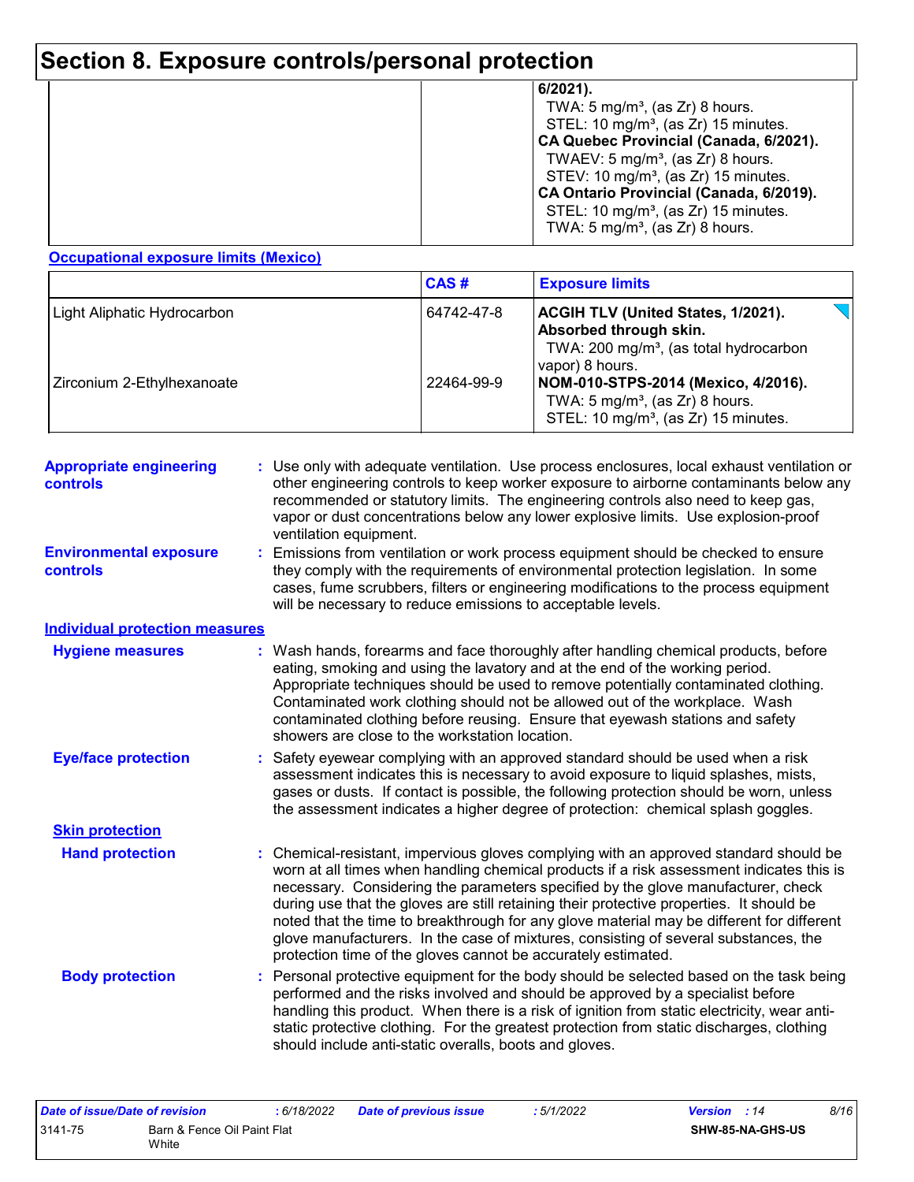# Section 8. Exposure controls/personal protection

| | | |
|---|---|---|
| | | **6/2021).**<br>TWA: 5 mg/m³, (as Zr) 8 hours.<br>STEL: 10 mg/m³, (as Zr) 15 minutes.<br>**CA Quebec Provincial (Canada, 6/2021).**<br>TWAEV: 5 mg/m³, (as Zr) 8 hours.<br>STEV: 10 mg/m³, (as Zr) 15 minutes.<br>**CA Ontario Provincial (Canada, 6/2019).**<br>STEL: 10 mg/m³, (as Zr) 15 minutes.<br>TWA: 5 mg/m³, (as Zr) 8 hours. |

**Occupational exposure limits (Mexico)**

| | CAS # | Exposure limits |
|---|---|---|
| Light Aliphatic Hydrocarbon | 64742-47-8 | **ACGIH TLV (United States, 1/2021). Absorbed through skin.**<br>TWA: 200 mg/m³, (as total hydrocarbon vapor) 8 hours. |
| Zirconium 2-Ethylhexanoate | 22464-99-9 | **NOM-010-STPS-2014 (Mexico, 4/2016).**<br>TWA: 5 mg/m³, (as Zr) 8 hours.<br>STEL: 10 mg/m³, (as Zr) 15 minutes. |

**Appropriate engineering controls** : Use only with adequate ventilation. Use process enclosures, local exhaust ventilation or other engineering controls to keep worker exposure to airborne contaminants below any recommended or statutory limits. The engineering controls also need to keep gas, vapor or dust concentrations below any lower explosive limits. Use explosion-proof ventilation equipment.

**Environmental exposure controls** : Emissions from ventilation or work process equipment should be checked to ensure they comply with the requirements of environmental protection legislation. In some cases, fume scrubbers, filters or engineering modifications to the process equipment will be necessary to reduce emissions to acceptable levels.

**Individual protection measures**

**Hygiene measures** : Wash hands, forearms and face thoroughly after handling chemical products, before eating, smoking and using the lavatory and at the end of the working period. Appropriate techniques should be used to remove potentially contaminated clothing. Contaminated work clothing should not be allowed out of the workplace. Wash contaminated clothing before reusing. Ensure that eyewash stations and safety showers are close to the workstation location.

**Eye/face protection** : Safety eyewear complying with an approved standard should be used when a risk assessment indicates this is necessary to avoid exposure to liquid splashes, mists, gases or dusts. If contact is possible, the following protection should be worn, unless the assessment indicates a higher degree of protection: chemical splash goggles.

**Skin protection**

**Hand protection** : Chemical-resistant, impervious gloves complying with an approved standard should be worn at all times when handling chemical products if a risk assessment indicates this is necessary. Considering the parameters specified by the glove manufacturer, check during use that the gloves are still retaining their protective properties. It should be noted that the time to breakthrough for any glove material may be different for different glove manufacturers. In the case of mixtures, consisting of several substances, the protection time of the gloves cannot be accurately estimated.

**Body protection** : Personal protective equipment for the body should be selected based on the task being performed and the risks involved and should be approved by a specialist before handling this product. When there is a risk of ignition from static electricity, wear anti-static protective clothing. For the greatest protection from static discharges, clothing should include anti-static overalls, boots and gloves.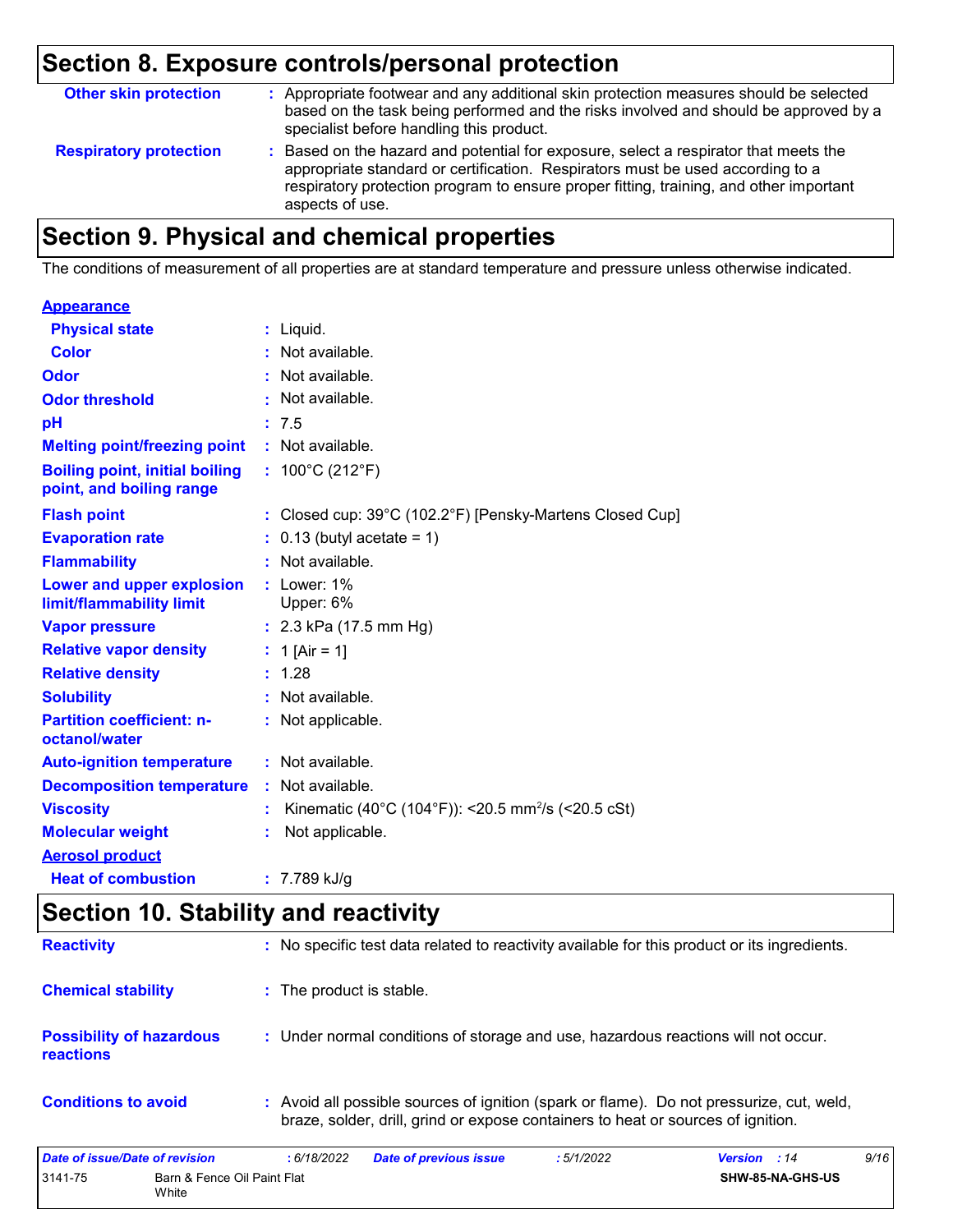## Section 8. Exposure controls/personal protection

| | |
|---|---|
| **Other skin protection** | : Appropriate footwear and any additional skin protection measures should be selected based on the task being performed and the risks involved and should be approved by a specialist before handling this product. |
| **Respiratory protection** | : Based on the hazard and potential for exposure, select a respirator that meets the appropriate standard or certification. Respirators must be used according to a respiratory protection program to ensure proper fitting, training, and other important aspects of use. |

## Section 9. Physical and chemical properties

The conditions of measurement of all properties are at standard temperature and pressure unless otherwise indicated.

**Appearance**

| | |
|---|---|
| **Physical state** | : Liquid. |
| **Color** | : Not available. |
| **Odor** | : Not available. |
| **Odor threshold** | : Not available. |
| **pH** | : 7.5 |
| **Melting point/freezing point** | : Not available. |
| **Boiling point, initial boiling point, and boiling range** | : 100°C (212°F) |
| **Flash point** | : Closed cup: 39°C (102.2°F) [Pensky-Martens Closed Cup] |
| **Evaporation rate** | : 0.13 (butyl acetate = 1) |
| **Flammability** | : Not available. |
| **Lower and upper explosion limit/flammability limit** | : Lower: 1%<br>Upper: 6% |
| **Vapor pressure** | : 2.3 kPa (17.5 mm Hg) |
| **Relative vapor density** | : 1 [Air = 1] |
| **Relative density** | : 1.28 |
| **Solubility** | : Not available. |
| **Partition coefficient: n-octanol/water** | : Not applicable. |
| **Auto-ignition temperature** | : Not available. |
| **Decomposition temperature** | : Not available. |
| **Viscosity** | : Kinematic (40°C (104°F)): <20.5 $mm^2/s$ (<20.5 cSt) |
| **Molecular weight** | : Not applicable. |

**Aerosol product**

| | |
|---|---|
| **Heat of combustion** | : 7.789 kJ/g |

## Section 10. Stability and reactivity

| | |
|---|---|
| **Reactivity** | : No specific test data related to reactivity available for this product or its ingredients. |
| **Chemical stability** | : The product is stable. |
| **Possibility of hazardous reactions** | : Under normal conditions of storage and use, hazardous reactions will not occur. |
| **Conditions to avoid** | : Avoid all possible sources of ignition (spark or flame). Do not pressurize, cut, weld, braze, solder, drill, grind or expose containers to heat or sources of ignition. |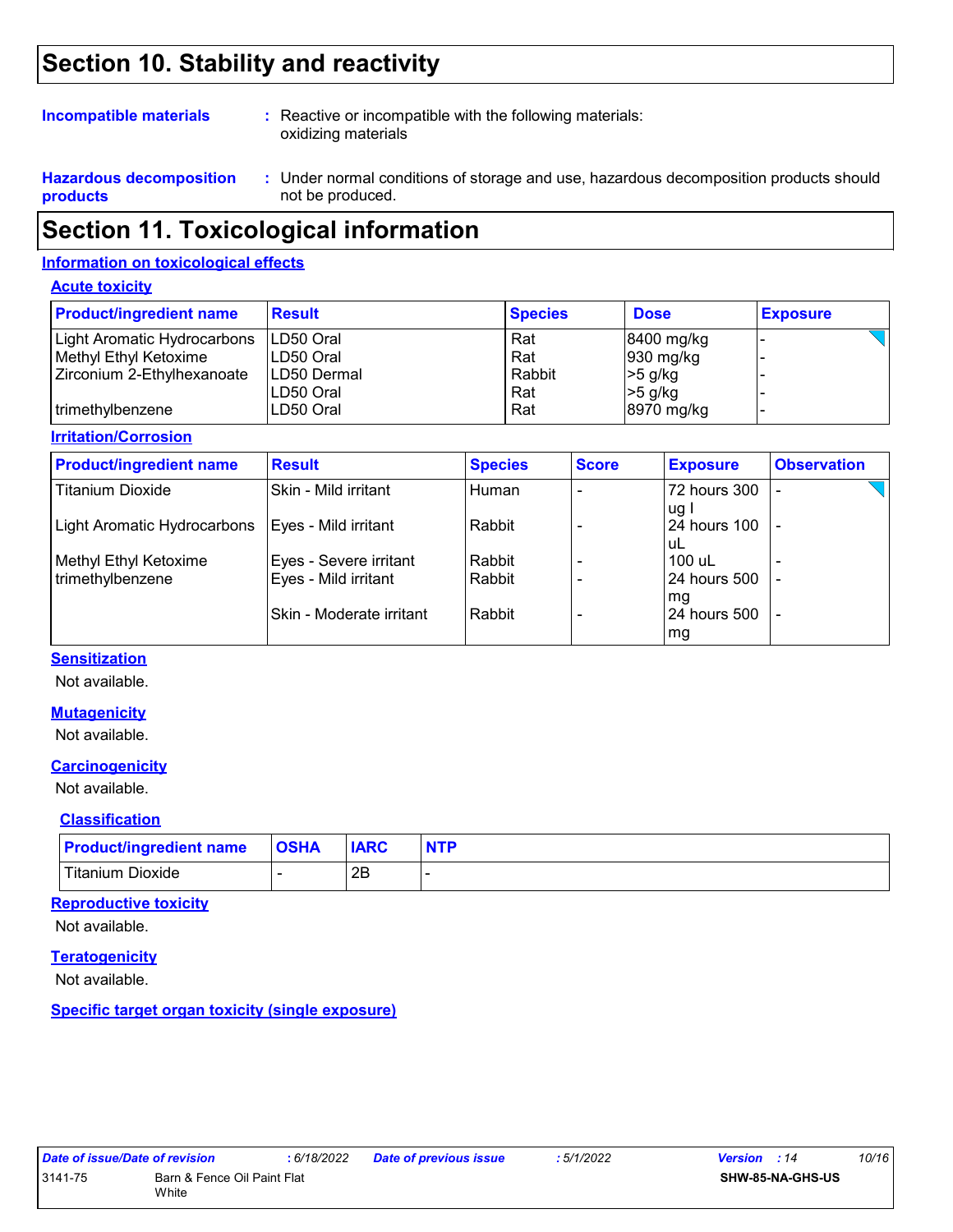# Section 10. Stability and reactivity

**Incompatible materials** : Reactive or incompatible with the following materials: oxidizing materials

**Hazardous decomposition products** : Under normal conditions of storage and use, hazardous decomposition products should not be produced.

# Section 11. Toxicological information

## Information on toxicological effects

### Acute toxicity

| Product/ingredient name | Result | Species | Dose | Exposure |
|---|---|---|---|---|
| Light Aromatic Hydrocarbons | LD50 Oral | Rat | 8400 mg/kg | - |
| Methyl Ethyl Ketoxime | LD50 Oral | Rat | 930 mg/kg | - |
| Zirconium 2-Ethylhexanoate | LD50 Dermal | Rabbit | >5 g/kg | - |
| | LD50 Oral | Rat | >5 g/kg | - |
| trimethylbenzene | LD50 Oral | Rat | 8970 mg/kg | - |

### Irritation/Corrosion

| Product/ingredient name | Result | Species | Score | Exposure | Observation |
|---|---|---|---|---|---|
| Titanium Dioxide | Skin - Mild irritant | Human | - | 72 hours 300 ug I | - |
| Light Aromatic Hydrocarbons | Eyes - Mild irritant | Rabbit | - | 24 hours 100 uL | - |
| Methyl Ethyl Ketoxime | Eyes - Severe irritant | Rabbit | - | 100 uL | - |
| trimethylbenzene | Eyes - Mild irritant | Rabbit | - | 24 hours 500 mg | - |
| | Skin - Moderate irritant | Rabbit | - | 24 hours 500 mg | - |

### Sensitization

Not available.

### Mutagenicity

Not available.

### Carcinogenicity

Not available.

### Classification

| Product/ingredient name | OSHA | IARC | NTP |
|---|---|---|---|
| Titanium Dioxide | - | 2B | - |

### Reproductive toxicity

Not available.

### Teratogenicity

Not available.

### Specific target organ toxicity (single exposure)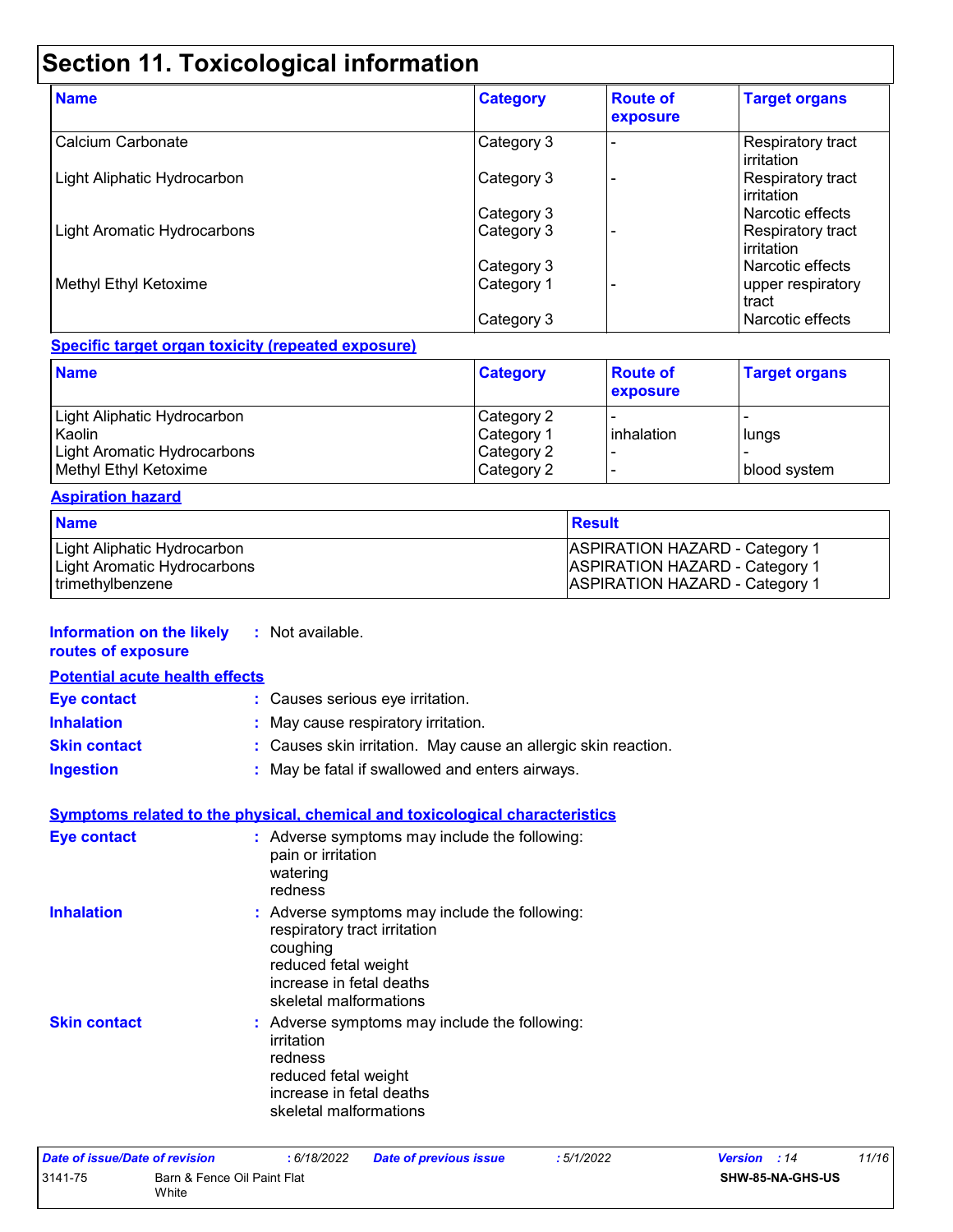# Section 11. Toxicological information

| Name | Category | Route of exposure | Target organs |
|---|---|---|---|
| Calcium Carbonate | Category 3 | - | Respiratory tract irritation |
| Light Aliphatic Hydrocarbon | Category 3 | - | Respiratory tract irritation |
| | Category 3 | | Narcotic effects |
| Light Aromatic Hydrocarbons | Category 3 | - | Respiratory tract irritation |
| | Category 3 | | Narcotic effects |
| Methyl Ethyl Ketoxime | Category 1 | - | upper respiratory tract |
| | Category 3 | | Narcotic effects |

**Specific target organ toxicity (repeated exposure)**

| Name | Category | Route of exposure | Target organs |
|---|---|---|---|
| Light Aliphatic Hydrocarbon | Category 2 | - | - |
| Kaolin | Category 1 | inhalation | lungs |
| Light Aromatic Hydrocarbons | Category 2 | - | - |
| Methyl Ethyl Ketoxime | Category 2 | - | blood system |

**Aspiration hazard**

| Name | Result |
|---|---|
| Light Aliphatic Hydrocarbon | ASPIRATION HAZARD - Category 1 |
| Light Aromatic Hydrocarbons | ASPIRATION HAZARD - Category 1 |
| trimethylbenzene | ASPIRATION HAZARD - Category 1 |

**Information on the likely routes of exposure** : Not available.

**Potential acute health effects**

**Eye contact** : Causes serious eye irritation.

**Inhalation** : May cause respiratory irritation.

**Skin contact** : Causes skin irritation. May cause an allergic skin reaction.

**Ingestion** : May be fatal if swallowed and enters airways.

**Symptoms related to the physical, chemical and toxicological characteristics**

**Eye contact** : Adverse symptoms may include the following:
pain or irritation
watering
redness

**Inhalation** : Adverse symptoms may include the following:
respiratory tract irritation
coughing
reduced fetal weight
increase in fetal deaths
skeletal malformations

**Skin contact** : Adverse symptoms may include the following:
irritation
redness
reduced fetal weight
increase in fetal deaths
skeletal malformations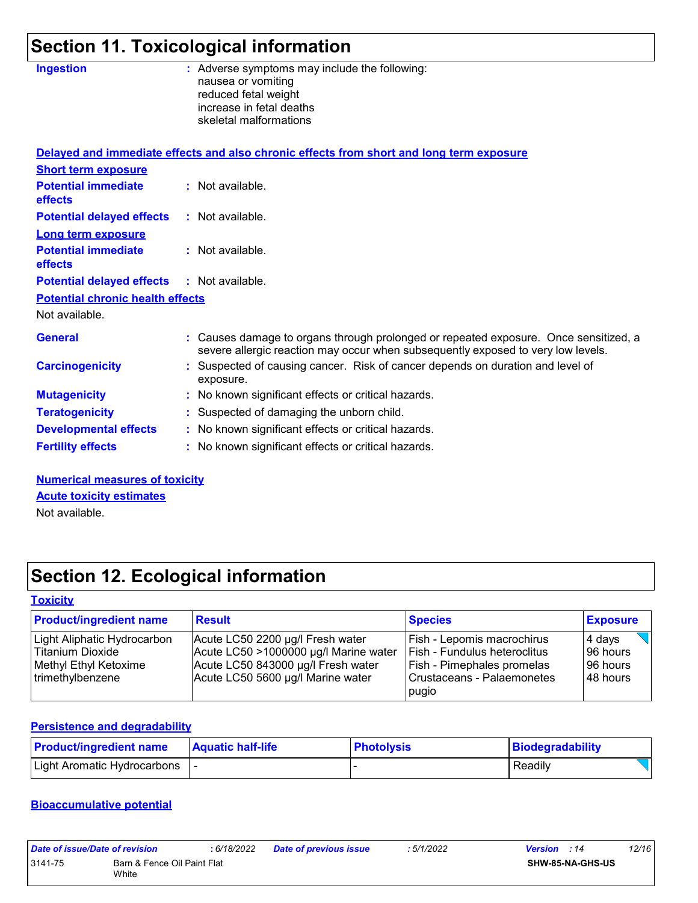## Section 11. Toxicological information

**Ingestion** : Adverse symptoms may include the following:
nausea or vomiting
reduced fetal weight
increase in fetal deaths
skeletal malformations

**Delayed and immediate effects and also chronic effects from short and long term exposure**

**Short term exposure**

**Potential immediate effects** : Not available.

**Potential delayed effects** : Not available.

**Long term exposure**

**Potential immediate effects** : Not available.

**Potential delayed effects** : Not available.

**Potential chronic health effects**

Not available.

**General** : Causes damage to organs through prolonged or repeated exposure. Once sensitized, a severe allergic reaction may occur when subsequently exposed to very low levels.

**Carcinogenicity** : Suspected of causing cancer. Risk of cancer depends on duration and level of exposure.

**Mutagenicity** : No known significant effects or critical hazards.

**Teratogenicity** : Suspected of damaging the unborn child.

**Developmental effects** : No known significant effects or critical hazards.

**Fertility effects** : No known significant effects or critical hazards.

**Numerical measures of toxicity**

**Acute toxicity estimates**

Not available.

## Section 12. Ecological information

**Toxicity**

| Product/ingredient name | Result | Species | Exposure |
|---|---|---|---|
| Light Aliphatic Hydrocarbon | Acute LC50 2200 µg/l Fresh water | Fish - Lepomis macrochirus | 4 days |
| Titanium Dioxide | Acute LC50 >1000000 µg/l Marine water | Fish - Fundulus heteroclitus | 96 hours |
| Methyl Ethyl Ketoxime | Acute LC50 843000 µg/l Fresh water | Fish - Pimephales promelas | 96 hours |
| trimethylbenzene | Acute LC50 5600 µg/l Marine water | Crustaceans - Palaemonetes pugio | 48 hours |

**Persistence and degradability**

| Product/ingredient name | Aquatic half-life | Photolysis | Biodegradability |
|---|---|---|---|
| Light Aromatic Hydrocarbons | - | - | Readily |

**Bioaccumulative potential**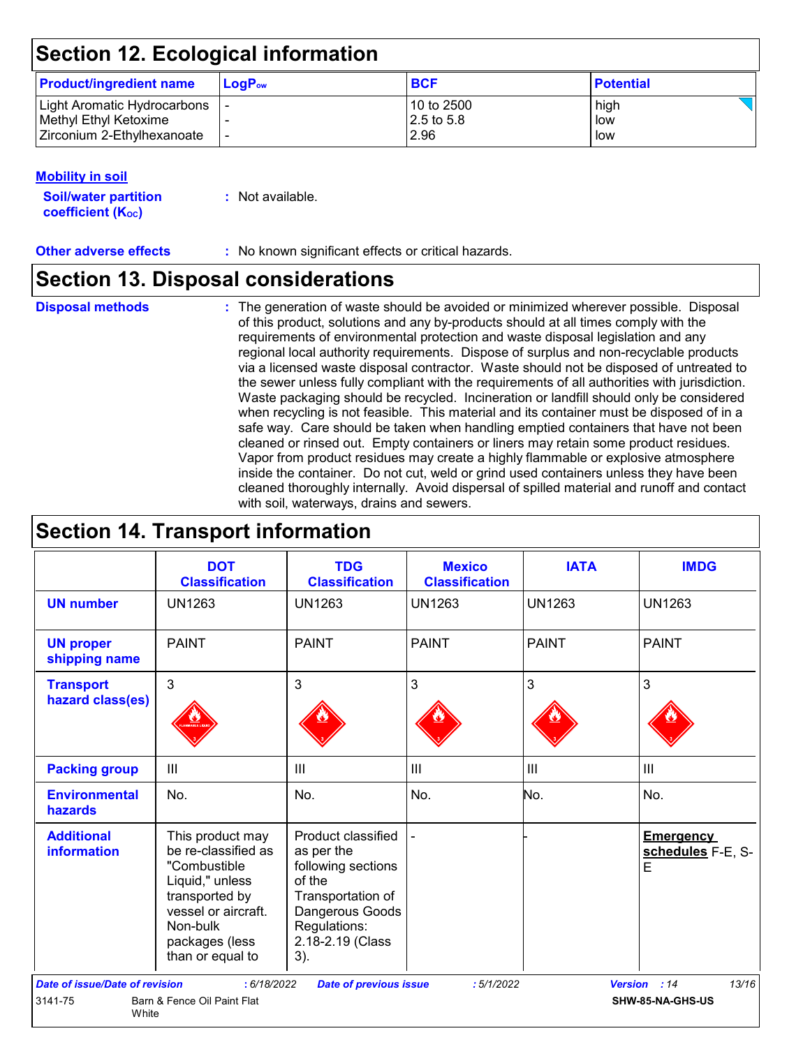## Section 12. Ecological information

| Product/ingredient name | $LogP_{ow}$ | BCF | Potential |
|---|---|---|---|
| Light Aromatic Hydrocarbons | - | 10 to 2500 | high |
| Methyl Ethyl Ketoxime | - | 2.5 to 5.8 | low |
| Zirconium 2-Ethylhexanoate | - | 2.96 | low |

**Mobility in soil**

**Soil/water partition coefficient ($K_{OC}$)** : Not available.

**Other adverse effects** : No known significant effects or critical hazards.

## Section 13. Disposal considerations

**Disposal methods** : The generation of waste should be avoided or minimized wherever possible. Disposal of this product, solutions and any by-products should at all times comply with the requirements of environmental protection and waste disposal legislation and any regional local authority requirements. Dispose of surplus and non-recyclable products via a licensed waste disposal contractor. Waste should not be disposed of untreated to the sewer unless fully compliant with the requirements of all authorities with jurisdiction. Waste packaging should be recycled. Incineration or landfill should only be considered when recycling is not feasible. This material and its container must be disposed of in a safe way. Care should be taken when handling emptied containers that have not been cleaned or rinsed out. Empty containers or liners may retain some product residues. Vapor from product residues may create a highly flammable or explosive atmosphere inside the container. Do not cut, weld or grind used containers unless they have been cleaned thoroughly internally. Avoid dispersal of spilled material and runoff and contact with soil, waterways, drains and sewers.

## Section 14. Transport information

| | DOT Classification | TDG Classification | Mexico Classification | IATA | IMDG |
|---|---|---|---|---|---|
| UN number | UN1263 | UN1263 | UN1263 | UN1263 | UN1263 |
| UN proper shipping name | PAINT | PAINT | PAINT | PAINT | PAINT |
| Transport hazard class(es) | 3 | 3 | 3 | 3 | 3 |
| Packing group | III | III | III | III | III |
| Environmental hazards | No. | No. | No. | No. | No. |
| Additional information | This product may be re-classified as "Combustible Liquid," unless transported by vessel or aircraft. Non-bulk packages (less than or equal to | Product classified as per the following sections of the Transportation of Dangerous Goods Regulations: 2.18-2.19 (Class 3). | - | - | **Emergency schedules** F-E, S-E |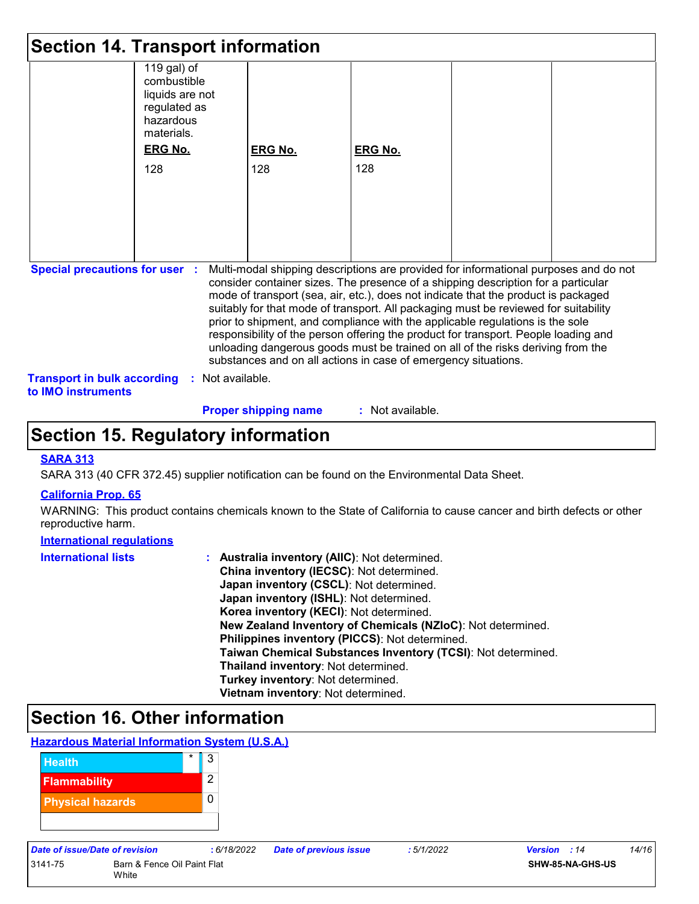## Section 14. Transport information

| | | | | | |
|---|---|---|---|---|---|
| | 119 gal) of combustible liquids are not regulated as hazardous materials.<br><br>**ERG No.**<br>128 | **ERG No.**<br>128 | **ERG No.**<br>128 | | |

**Special precautions for user** : Multi-modal shipping descriptions are provided for informational purposes and do not consider container sizes. The presence of a shipping description for a particular mode of transport (sea, air, etc.), does not indicate that the product is packaged suitably for that mode of transport. All packaging must be reviewed for suitability prior to shipment, and compliance with the applicable regulations is the sole responsibility of the person offering the product for transport. People loading and unloading dangerous goods must be trained on all of the risks deriving from the substances and on all actions in case of emergency situations.

**Transport in bulk according to IMO instruments** : Not available.

**Proper shipping name** : Not available.

## Section 15. Regulatory information

**SARA 313**

SARA 313 (40 CFR 372.45) supplier notification can be found on the Environmental Data Sheet.

**California Prop. 65**

WARNING: This product contains chemicals known to the State of California to cause cancer and birth defects or other reproductive harm.

**International regulations**

**International lists** :
- **Australia inventory (AIIC)**: Not determined.
- **China inventory (IECSC)**: Not determined.
- **Japan inventory (CSCL)**: Not determined.
- **Japan inventory (ISHL)**: Not determined.
- **Korea inventory (KECI)**: Not determined.
- **New Zealand Inventory of Chemicals (NZIoC)**: Not determined.
- **Philippines inventory (PICCS)**: Not determined.
- **Taiwan Chemical Substances Inventory (TCSI)**: Not determined.
- **Thailand inventory**: Not determined.
- **Turkey inventory**: Not determined.
- **Vietnam inventory**: Not determined.

## Section 16. Other information

**Hazardous Material Information System (U.S.A.)**

| | | |
|---|---|---|
| Health | * | 3 |
| Flammability | | 2 |
| Physical hazards | | 0 |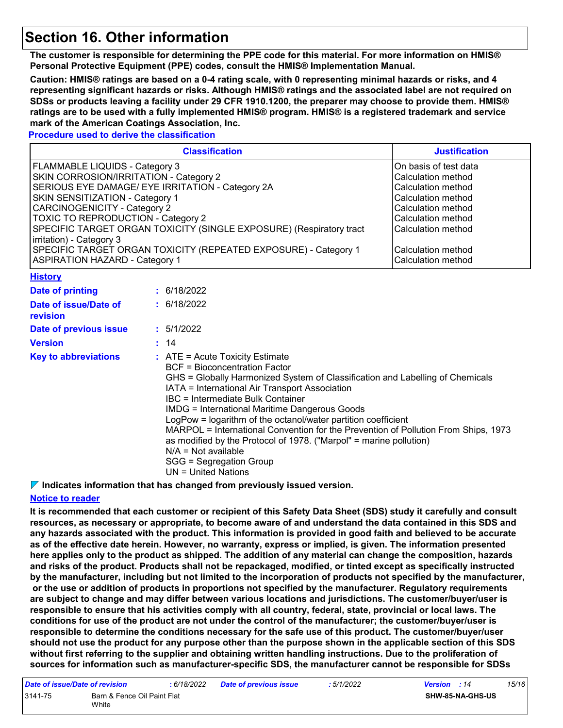# Section 16. Other information

**The customer is responsible for determining the PPE code for this material. For more information on HMIS® Personal Protective Equipment (PPE) codes, consult the HMIS® Implementation Manual.**

**Caution: HMIS® ratings are based on a 0-4 rating scale, with 0 representing minimal hazards or risks, and 4 representing significant hazards or risks. Although HMIS® ratings and the associated label are not required on SDSs or products leaving a facility under 29 CFR 1910.1200, the preparer may choose to provide them. HMIS® ratings are to be used with a fully implemented HMIS® program. HMIS® is a registered trademark and service mark of the American Coatings Association, Inc.**

**Procedure used to derive the classification**

| Classification | Justification |
| --- | --- |
| FLAMMABLE LIQUIDS - Category 3 | On basis of test data |
| SKIN CORROSION/IRRITATION - Category 2 | Calculation method |
| SERIOUS EYE DAMAGE/ EYE IRRITATION - Category 2A | Calculation method |
| SKIN SENSITIZATION - Category 1 | Calculation method |
| CARCINOGENICITY - Category 2 | Calculation method |
| TOXIC TO REPRODUCTION - Category 2 | Calculation method |
| SPECIFIC TARGET ORGAN TOXICITY (SINGLE EXPOSURE) (Respiratory tract irritation) - Category 3 | Calculation method |
| SPECIFIC TARGET ORGAN TOXICITY (REPEATED EXPOSURE) - Category 1 | Calculation method |
| ASPIRATION HAZARD - Category 1 | Calculation method |

**History**

**Date of printing** : 6/18/2022

**Date of issue/Date of revision** : 6/18/2022

**Date of previous issue** : 5/1/2022

**Version** : 14

**Key to abbreviations** :
ATE = Acute Toxicity Estimate
BCF = Bioconcentration Factor
GHS = Globally Harmonized System of Classification and Labelling of Chemicals
IATA = International Air Transport Association
IBC = Intermediate Bulk Container
IMDG = International Maritime Dangerous Goods
LogPow = logarithm of the octanol/water partition coefficient
MARPOL = International Convention for the Prevention of Pollution From Ships, 1973 as modified by the Protocol of 1978. ("Marpol" = marine pollution)
N/A = Not available
SGG = Segregation Group
UN = United Nations

**Indicates information that has changed from previously issued version.**

**Notice to reader**

**It is recommended that each customer or recipient of this Safety Data Sheet (SDS) study it carefully and consult resources, as necessary or appropriate, to become aware of and understand the data contained in this SDS and any hazards associated with the product. This information is provided in good faith and believed to be accurate as of the effective date herein. However, no warranty, express or implied, is given. The information presented here applies only to the product as shipped. The addition of any material can change the composition, hazards and risks of the product. Products shall not be repackaged, modified, or tinted except as specifically instructed by the manufacturer, including but not limited to the incorporation of products not specified by the manufacturer, or the use or addition of products in proportions not specified by the manufacturer. Regulatory requirements are subject to change and may differ between various locations and jurisdictions. The customer/buyer/user is responsible to ensure that his activities comply with all country, federal, state, provincial or local laws. The conditions for use of the product are not under the control of the manufacturer; the customer/buyer/user is responsible to determine the conditions necessary for the safe use of this product. The customer/buyer/user should not use the product for any purpose other than the purpose shown in the applicable section of this SDS without first referring to the supplier and obtaining written handling instructions. Due to the proliferation of sources for information such as manufacturer-specific SDS, the manufacturer cannot be responsible for SDSs**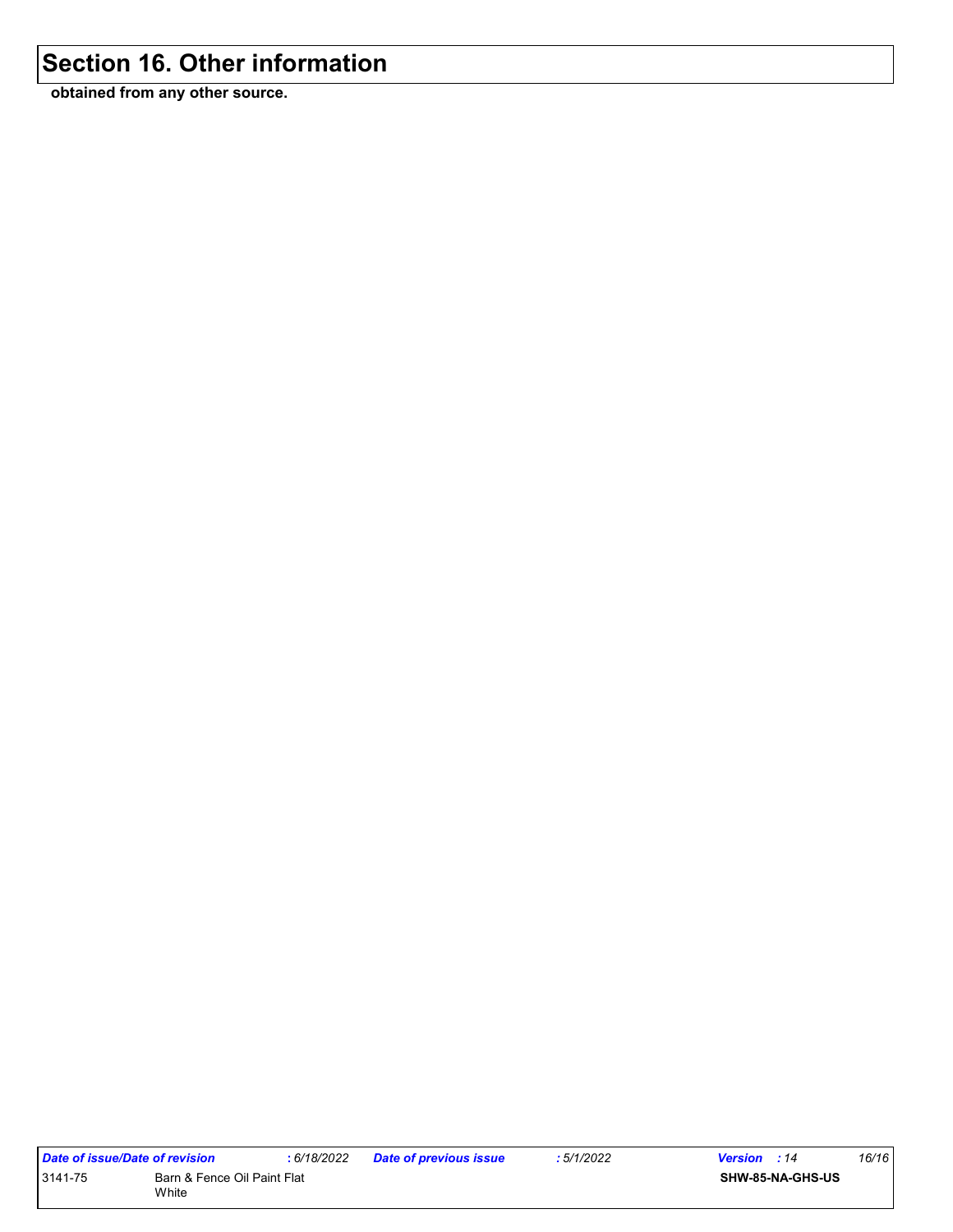# Section 16. Other information

**obtained from any other source.**